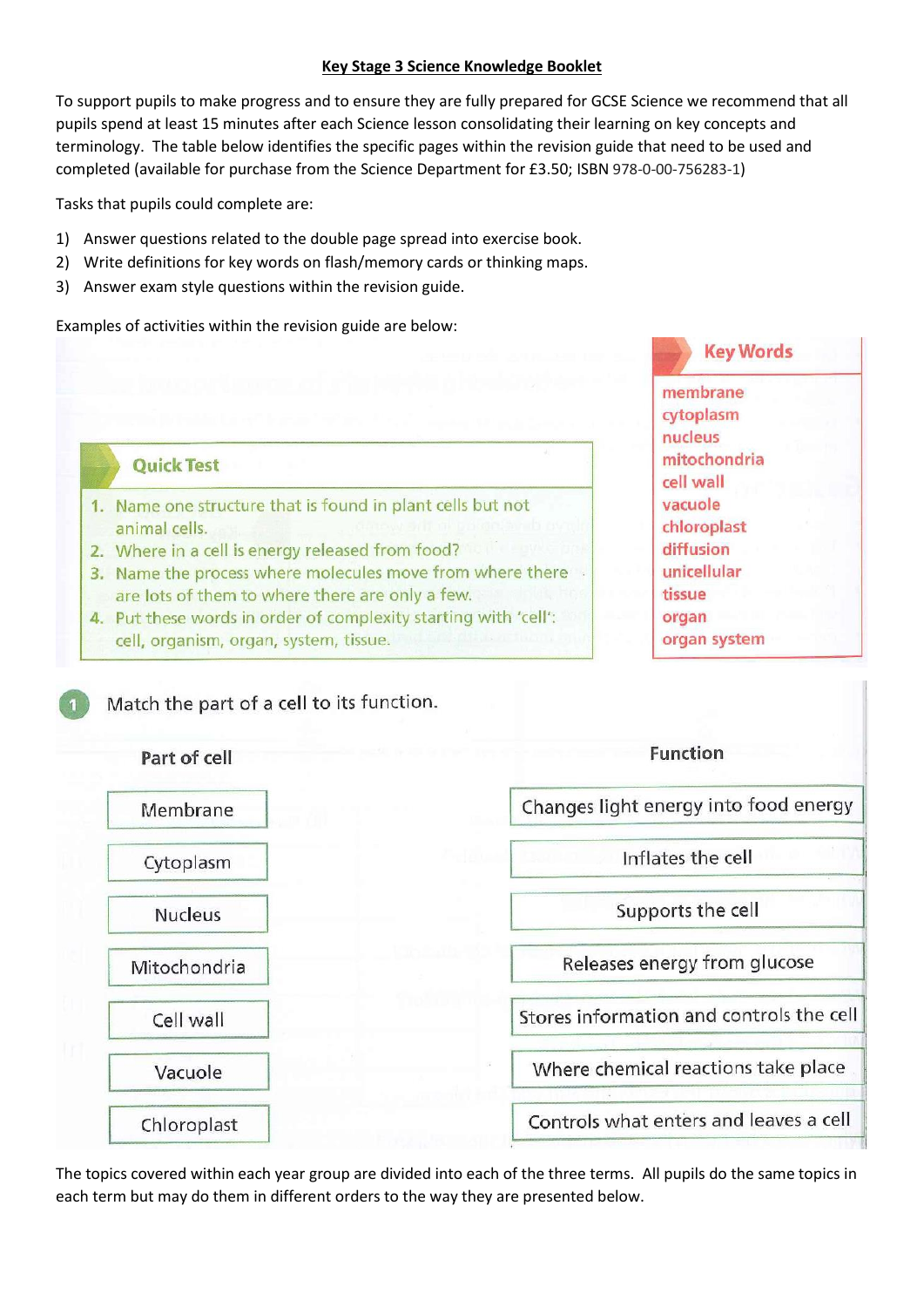# Key Stage 3 Science Knowledge Booklet

To support pupils to make progress and to ensure they are fully prepared for GCSE Science we recommend that all pupils spend at least 15 minutes after each Science lesson consolidating their learning on key concepts and terminology. The table below identifies the specific pages within the revision guide that need to be used and completed (available for purchase from the Science Department for £3.50; ISBN 978-0-00-756283-1)

Tasks that pupils could complete are:

1) Answer questions related to the double page spread into exercise book.
2) Write definitions for key words on flash/memory cards or thinking maps.
3) Answer exam style questions within the revision guide.

Examples of activities within the revision guide are below:

**Quick Test**

1. Name one structure that is found in plant cells but not animal cells.
2. Where in a cell is energy released from food?
3. Name the process where molecules move from where there are lots of them to where there are only a few.
4. Put these words in order of complexity starting with 'cell': cell, organism, organ, system, tissue.

**Key Words**

membrane
cytoplasm
nucleus
mitochondria
cell wall
vacuole
chloroplast
diffusion
unicellular
tissue
organ
organ system

1. Match the part of a cell to its function.

| Part of cell | Function |
|---|---|
| Membrane | Changes light energy into food energy |
| Cytoplasm | Inflates the cell |
| Nucleus | Supports the cell |
| Mitochondria | Releases energy from glucose |
| Cell wall | Stores information and controls the cell |
| Vacuole | Where chemical reactions take place |
| Chloroplast | Controls what enters and leaves a cell |

The topics covered within each year group are divided into each of the three terms. All pupils do the same topics in each term but may do them in different orders to the way they are presented below.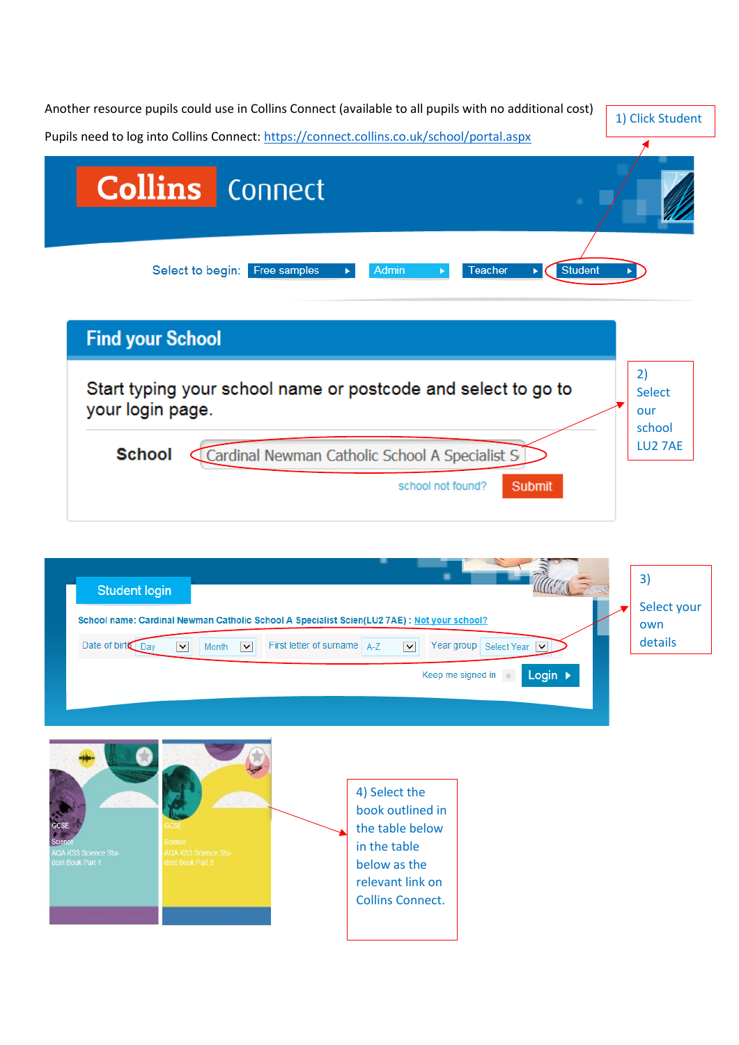Another resource pupils could use in Collins Connect (available to all pupils with no additional cost)

Pupils need to log into Collins Connect: https://connect.collins.co.uk/school/portal.aspx

1) Click Student

**Collins** Connect

Select to begin: Free samples | Admin | Teacher | Student

## Find your School

Start typing your school name or postcode and select to go to your login page.

**School** Cardinal Newman Catholic School A Specialist S

school not found? Submit

2) Select our school LU2 7AE

Student login

**School name: Cardinal Newman Catholic School A Specialist Scien(LU2 7AE) : Not your school?**

Date of birth Day Month | First letter of surname A-Z | Year group Select Year

Keep me signed in | Login

3) Select your own details

GCSE Science AQA KS3 Science Student Book Part 1

GCSE Science AQA KS3 Science Student Book Part 2

4) Select the book outlined in the table below in the table below as the relevant link on Collins Connect.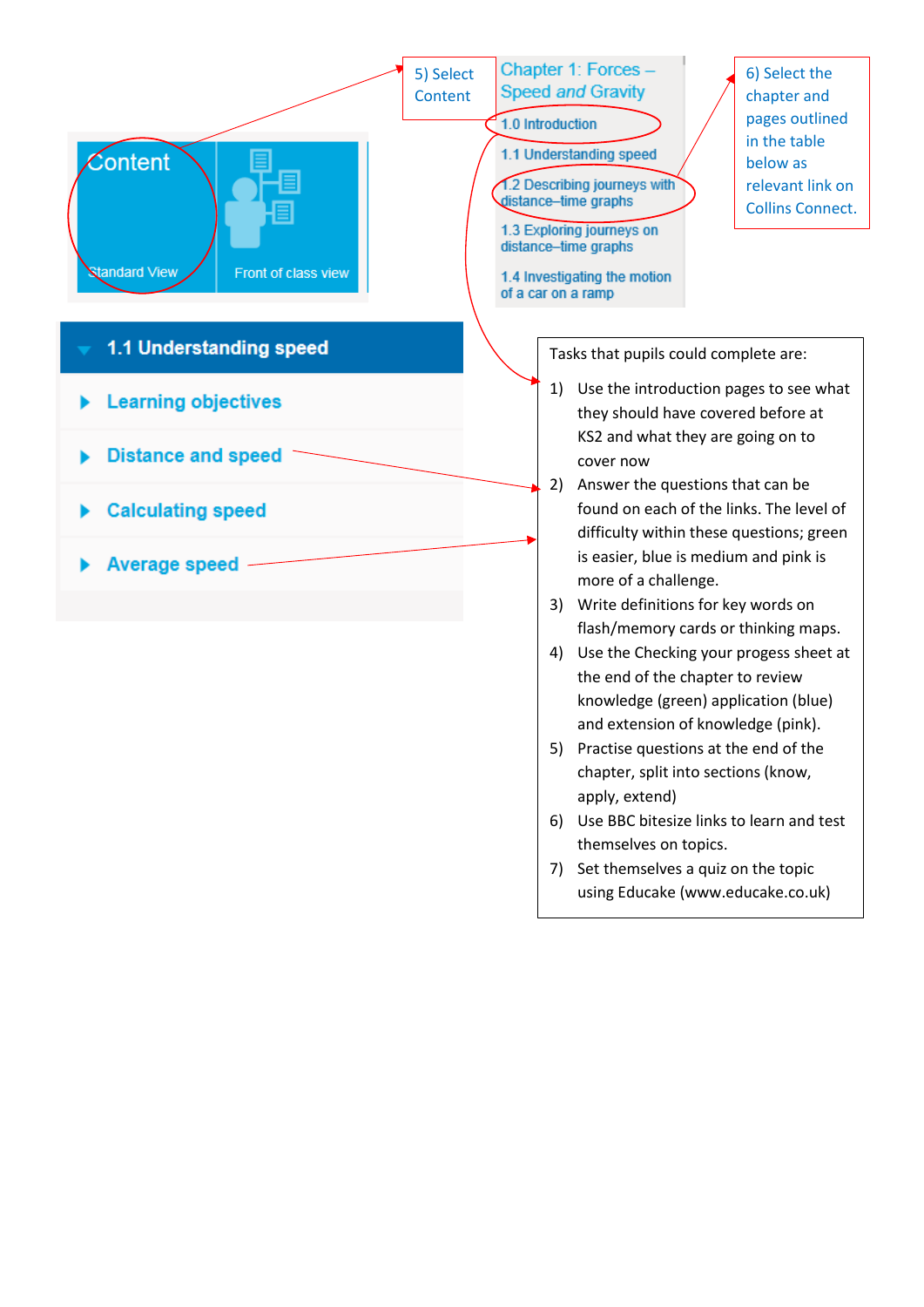5) Select Content

Content

Standard View

Front of class view

Chapter 1: Forces – Speed *and* Gravity

1.0 Introduction

1.1 Understanding speed

1.2 Describing journeys with distance–time graphs

1.3 Exploring journeys on distance–time graphs

1.4 Investigating the motion of a car on a ramp

6) Select the chapter and pages outlined in the table below as relevant link on Collins Connect.

**1.1 Understanding speed**

- Learning objectives
- Distance and speed
- Calculating speed
- Average speed

Tasks that pupils could complete are:

1) Use the introduction pages to see what they should have covered before at KS2 and what they are going on to cover now
2) Answer the questions that can be found on each of the links. The level of difficulty within these questions; green is easier, blue is medium and pink is more of a challenge.
3) Write definitions for key words on flash/memory cards or thinking maps.
4) Use the Checking your progess sheet at the end of the chapter to review knowledge (green) application (blue) and extension of knowledge (pink).
5) Practise questions at the end of the chapter, split into sections (know, apply, extend)
6) Use BBC bitesize links to learn and test themselves on topics.
7) Set themselves a quiz on the topic using Educake (www.educake.co.uk)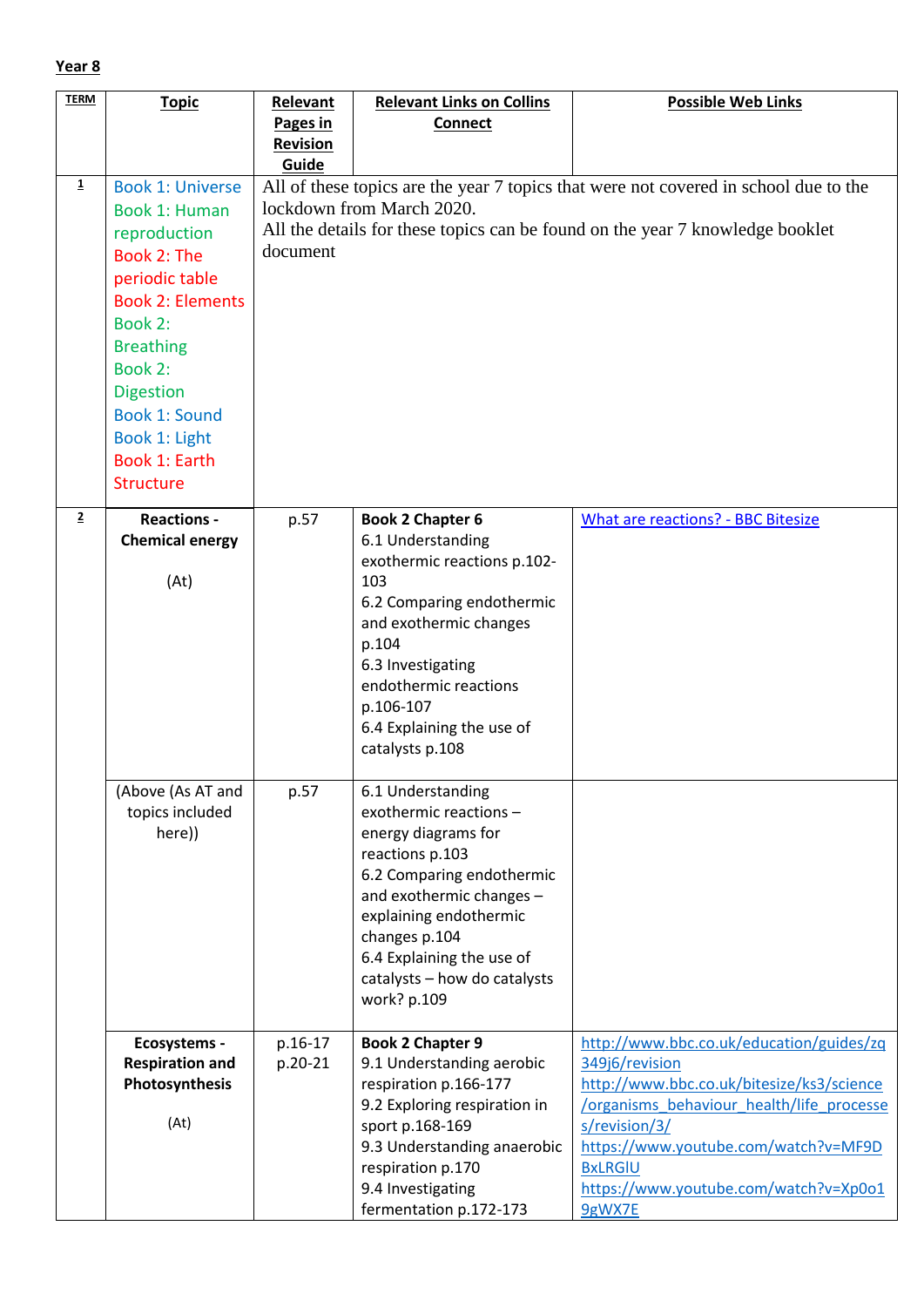**Year 8**

| TERM | Topic | Relevant Pages in Revision Guide | Relevant Links on Collins Connect | Possible Web Links |
|---|---|---|---|---|
| 1 | Book 1: Universe<br>Book 1: Human reproduction<br>Book 2: The periodic table<br>Book 2: Elements<br>Book 2: Breathing<br>Book 2: Digestion<br>Book 1: Sound<br>Book 1: Light<br>Book 1: Earth Structure | All of these topics are the year 7 topics that were not covered in school due to the lockdown from March 2020.<br>All the details for these topics can be found on the year 7 knowledge booklet document | | |
| 2 | **Reactions - Chemical energy**<br><br>(At) | p.57 | **Book 2 Chapter 6**<br>6.1 Understanding exothermic reactions p.102-103<br>6.2 Comparing endothermic and exothermic changes p.104<br>6.3 Investigating endothermic reactions p.106-107<br>6.4 Explaining the use of catalysts p.108 | [What are reactions? - BBC Bitesize]() |
| | (Above (As AT and topics included here)) | p.57 | 6.1 Understanding exothermic reactions – energy diagrams for reactions p.103<br>6.2 Comparing endothermic and exothermic changes – explaining endothermic changes p.104<br>6.4 Explaining the use of catalysts – how do catalysts work? p.109 | |
| | **Ecosystems - Respiration and Photosynthesis**<br><br>(At) | p.16-17<br>p.20-21 | **Book 2 Chapter 9**<br>9.1 Understanding aerobic respiration p.166-177<br>9.2 Exploring respiration in sport p.168-169<br>9.3 Understanding anaerobic respiration p.170<br>9.4 Investigating fermentation p.172-173 | http://www.bbc.co.uk/education/guides/zq349j6/revision<br>http://www.bbc.co.uk/bitesize/ks3/science/organisms_behaviour_health/life_processes/revision/3/<br>https://www.youtube.com/watch?v=MF9DBxLRGlU<br>https://www.youtube.com/watch?v=Xp0o19gWX7E |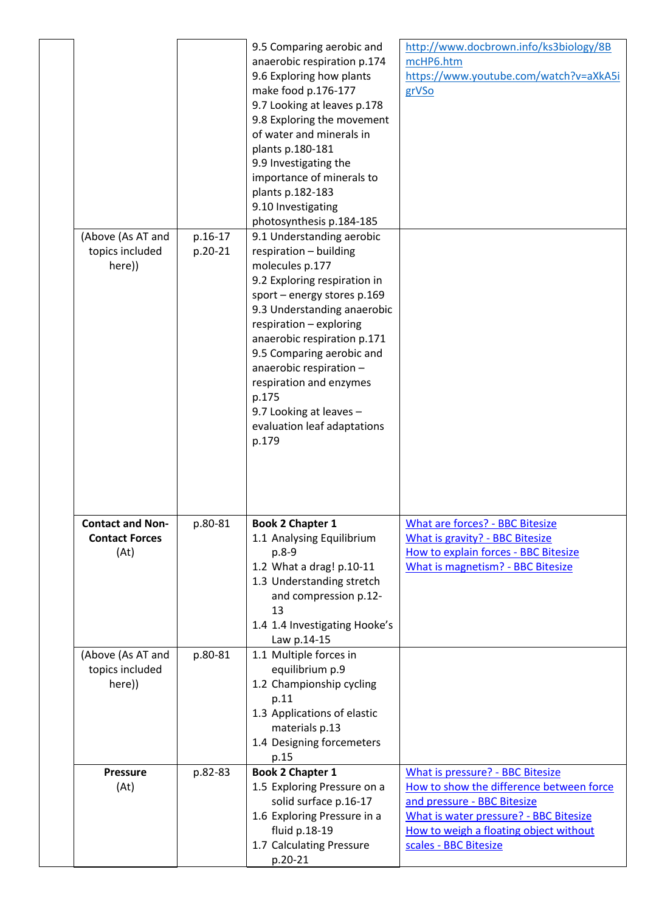|  |  |  |  |  |
|---|---|---|---|---|
|  |  |  | 9.5 Comparing aerobic and anaerobic respiration p.174<br>9.6 Exploring how plants make food p.176-177<br>9.7 Looking at leaves p.178<br>9.8 Exploring the movement of water and minerals in plants p.180-181<br>9.9 Investigating the importance of minerals to plants p.182-183<br>9.10 Investigating photosynthesis p.184-185 | [http://www.docbrown.info/ks3biology/8BmcHP6.htm](http://www.docbrown.info/ks3biology/8BmcHP6.htm)<br>[https://www.youtube.com/watch?v=aXkA5igrVSo](https://www.youtube.com/watch?v=aXkA5igrVSo) |
|  | (Above (As AT and topics included here)) | p.16-17<br>p.20-21 | 9.1 Understanding aerobic respiration – building molecules p.177<br>9.2 Exploring respiration in sport – energy stores p.169<br>9.3 Understanding anaerobic respiration – exploring anaerobic respiration p.171<br>9.5 Comparing aerobic and anaerobic respiration – respiration and enzymes p.175<br>9.7 Looking at leaves – evaluation leaf adaptations p.179 |  |
|  | **Contact and Non-Contact Forces** (At) | p.80-81 | **Book 2 Chapter 1**<br>1.1 Analysing Equilibrium p.8-9<br>1.2 What a drag! p.10-11<br>1.3 Understanding stretch and compression p.12-13<br>1.4 1.4 Investigating Hooke's Law p.14-15 | What are forces? - BBC Bitesize<br>What is gravity? - BBC Bitesize<br>How to explain forces - BBC Bitesize<br>What is magnetism? - BBC Bitesize |
|  | (Above (As AT and topics included here)) | p.80-81 | 1.1 Multiple forces in equilibrium p.9<br>1.2 Championship cycling p.11<br>1.3 Applications of elastic materials p.13<br>1.4 Designing forcemeters p.15 |  |
|  | **Pressure** (At) | p.82-83 | **Book 2 Chapter 1**<br>1.5 Exploring Pressure on a solid surface p.16-17<br>1.6 Exploring Pressure in a fluid p.18-19<br>1.7 Calculating Pressure p.20-21 | What is pressure? - BBC Bitesize<br>How to show the difference between force and pressure - BBC Bitesize<br>What is water pressure? - BBC Bitesize<br>How to weigh a floating object without scales - BBC Bitesize |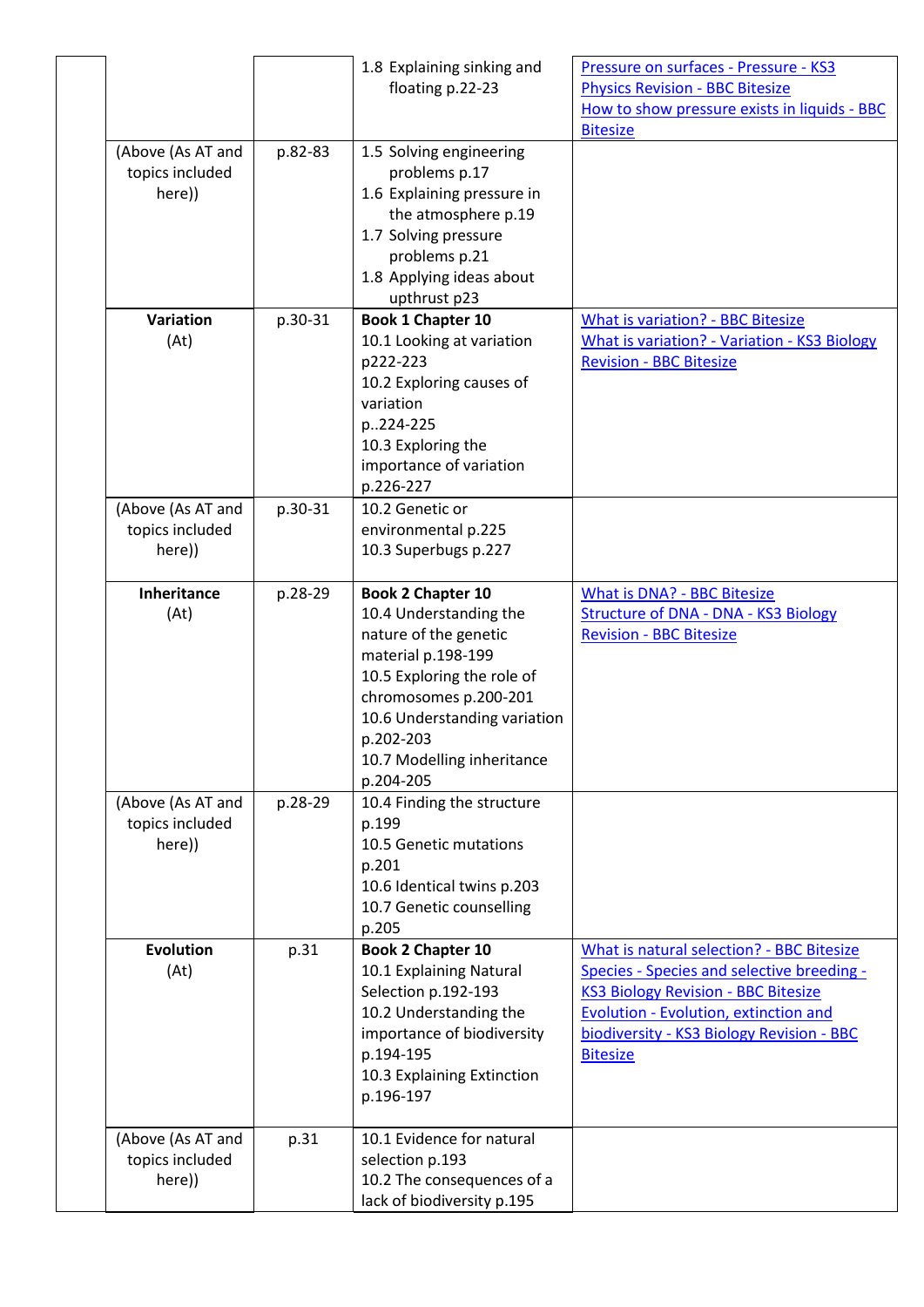| | | | |
|---|---|---|---|
| | | 1.8 Explaining sinking and floating p.22-23 | Pressure on surfaces - Pressure - KS3 Physics Revision - BBC Bitesize<br>How to show pressure exists in liquids - BBC Bitesize |
| (Above (As AT and topics included here)) | p.82-83 | 1.5 Solving engineering problems p.17<br>1.6 Explaining pressure in the atmosphere p.19<br>1.7 Solving pressure problems p.21<br>1.8 Applying ideas about upthrust p23 | |
| **Variation** (At) | p.30-31 | **Book 1 Chapter 10**<br>10.1 Looking at variation p222-223<br>10.2 Exploring causes of variation p..224-225<br>10.3 Exploring the importance of variation p.226-227 | What is variation? - BBC Bitesize<br>What is variation? - Variation - KS3 Biology Revision - BBC Bitesize |
| (Above (As AT and topics included here)) | p.30-31 | 10.2 Genetic or environmental p.225<br>10.3 Superbugs p.227 | |
| **Inheritance** (At) | p.28-29 | **Book 2 Chapter 10**<br>10.4 Understanding the nature of the genetic material p.198-199<br>10.5 Exploring the role of chromosomes p.200-201<br>10.6 Understanding variation p.202-203<br>10.7 Modelling inheritance p.204-205 | What is DNA? - BBC Bitesize<br>Structure of DNA - DNA - KS3 Biology Revision - BBC Bitesize |
| (Above (As AT and topics included here)) | p.28-29 | 10.4 Finding the structure p.199<br>10.5 Genetic mutations p.201<br>10.6 Identical twins p.203<br>10.7 Genetic counselling p.205 | |
| **Evolution** (At) | p.31 | **Book 2 Chapter 10**<br>10.1 Explaining Natural Selection p.192-193<br>10.2 Understanding the importance of biodiversity p.194-195<br>10.3 Explaining Extinction p.196-197 | What is natural selection? - BBC Bitesize<br>Species - Species and selective breeding - KS3 Biology Revision - BBC Bitesize<br>Evolution - Evolution, extinction and biodiversity - KS3 Biology Revision - BBC Bitesize |
| (Above (As AT and topics included here)) | p.31 | 10.1 Evidence for natural selection p.193<br>10.2 The consequences of a lack of biodiversity p.195 | |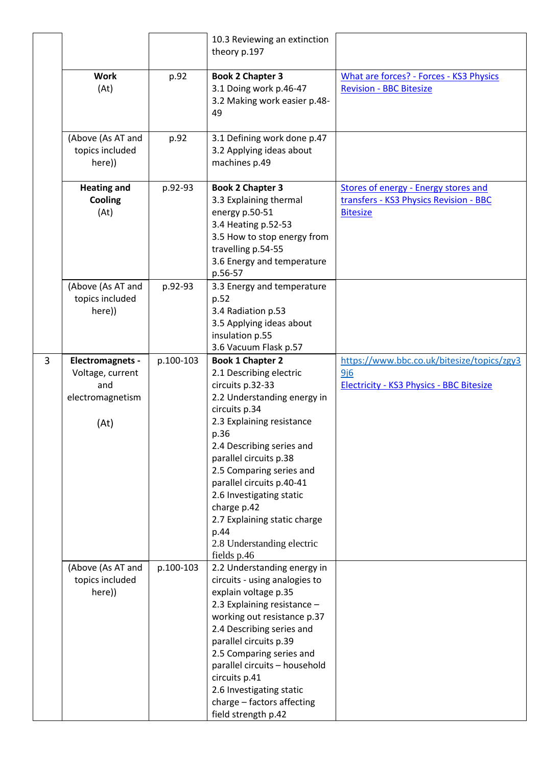| | | | | |
|---|---|---|---|---|
| | | | 10.3 Reviewing an extinction theory p.197 | |
| | **Work** (At) | p.92 | **Book 2 Chapter 3** 3.1 Doing work p.46-47 3.2 Making work easier p.48-49 | [What are forces? - Forces - KS3 Physics Revision - BBC Bitesize]() |
| | (Above (As AT and topics included here)) | p.92 | 3.1 Defining work done p.47 3.2 Applying ideas about machines p.49 | |
| | **Heating and Cooling** (At) | p.92-93 | **Book 2 Chapter 3** 3.3 Explaining thermal energy p.50-51 3.4 Heating p.52-53 3.5 How to stop energy from travelling p.54-55 3.6 Energy and temperature p.56-57 | [Stores of energy - Energy stores and transfers - KS3 Physics Revision - BBC Bitesize]() |
| | (Above (As AT and topics included here)) | p.92-93 | 3.3 Energy and temperature p.52 3.4 Radiation p.53 3.5 Applying ideas about insulation p.55 3.6 Vacuum Flask p.57 | |
| 3 | **Electromagnets -** Voltage, current and electromagnetism (At) | p.100-103 | **Book 1 Chapter 2** 2.1 Describing electric circuits p.32-33 2.2 Understanding energy in circuits p.34 2.3 Explaining resistance p.36 2.4 Describing series and parallel circuits p.38 2.5 Comparing series and parallel circuits p.40-41 2.6 Investigating static charge p.42 2.7 Explaining static charge p.44 2.8 Understanding electric fields p.46 | https://www.bbc.co.uk/bitesize/topics/zgy39j6 [Electricity - KS3 Physics - BBC Bitesize]() |
| | (Above (As AT and topics included here)) | p.100-103 | 2.2 Understanding energy in circuits - using analogies to explain voltage p.35 2.3 Explaining resistance – working out resistance p.37 2.4 Describing series and parallel circuits p.39 2.5 Comparing series and parallel circuits – household circuits p.41 2.6 Investigating static charge – factors affecting field strength p.42 | |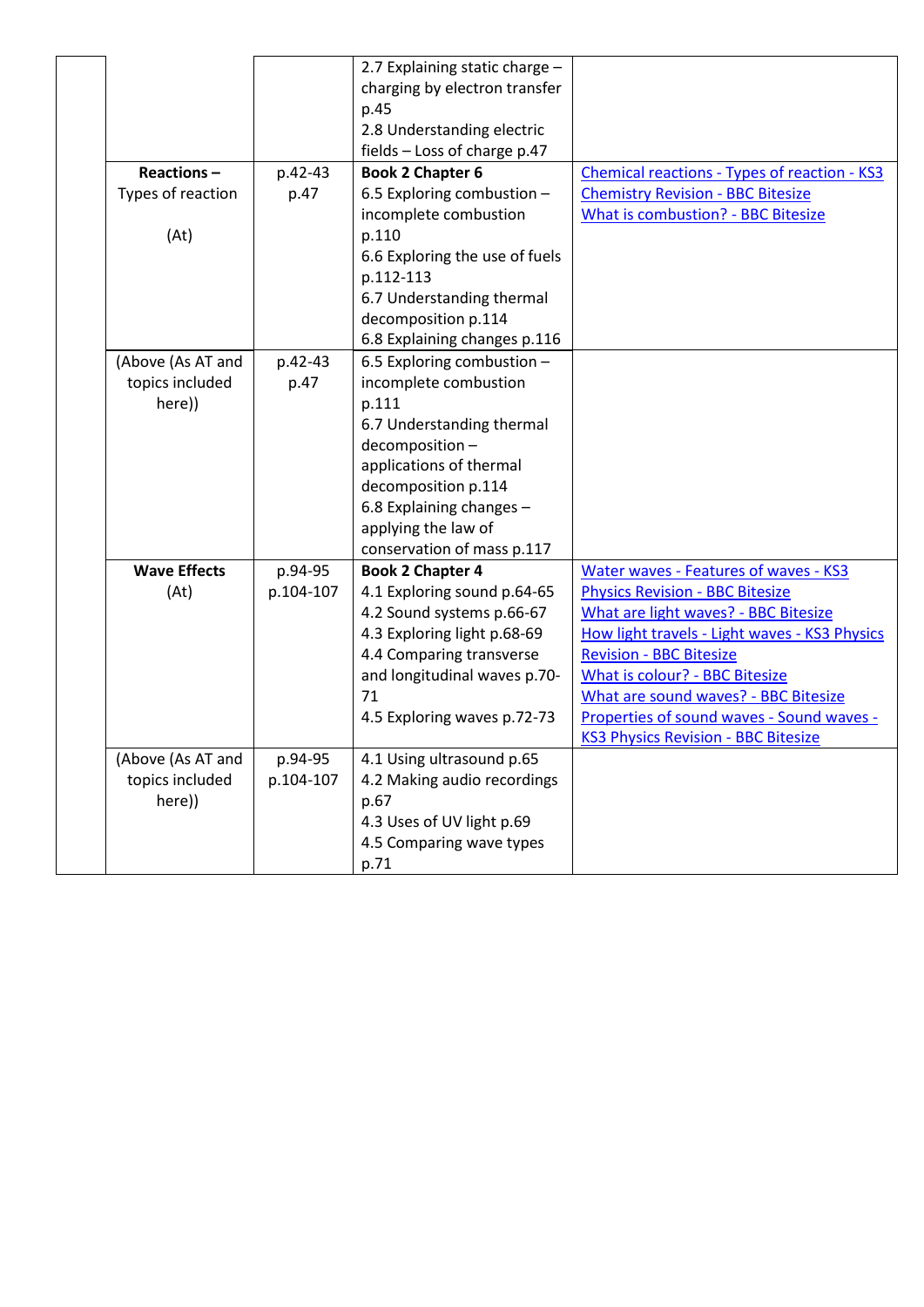| | | | | |
|---|---|---|---|---|
| | | | 2.7 Explaining static charge – charging by electron transfer p.45<br>2.8 Understanding electric fields – Loss of charge p.47 | |
| | **Reactions –** Types of reaction<br><br>(At) | p.42-43<br>p.47 | **Book 2 Chapter 6**<br>6.5 Exploring combustion – incomplete combustion p.110<br>6.6 Exploring the use of fuels p.112-113<br>6.7 Understanding thermal decomposition p.114<br>6.8 Explaining changes p.116 | Chemical reactions - Types of reaction - KS3 Chemistry Revision - BBC Bitesize<br>What is combustion? - BBC Bitesize |
| | (Above (As AT and topics included here)) | p.42-43<br>p.47 | 6.5 Exploring combustion – incomplete combustion p.111<br>6.7 Understanding thermal decomposition – applications of thermal decomposition p.114<br>6.8 Explaining changes – applying the law of conservation of mass p.117 | |
| | **Wave Effects**<br>(At) | p.94-95<br>p.104-107 | **Book 2 Chapter 4**<br>4.1 Exploring sound p.64-65<br>4.2 Sound systems p.66-67<br>4.3 Exploring light p.68-69<br>4.4 Comparing transverse and longitudinal waves p.70-71<br>4.5 Exploring waves p.72-73 | Water waves - Features of waves - KS3 Physics Revision - BBC Bitesize<br>What are light waves? - BBC Bitesize<br>How light travels - Light waves - KS3 Physics Revision - BBC Bitesize<br>What is colour? - BBC Bitesize<br>What are sound waves? - BBC Bitesize<br>Properties of sound waves - Sound waves - KS3 Physics Revision - BBC Bitesize |
| | (Above (As AT and topics included here)) | p.94-95<br>p.104-107 | 4.1 Using ultrasound p.65<br>4.2 Making audio recordings p.67<br>4.3 Uses of UV light p.69<br>4.5 Comparing wave types p.71 | |